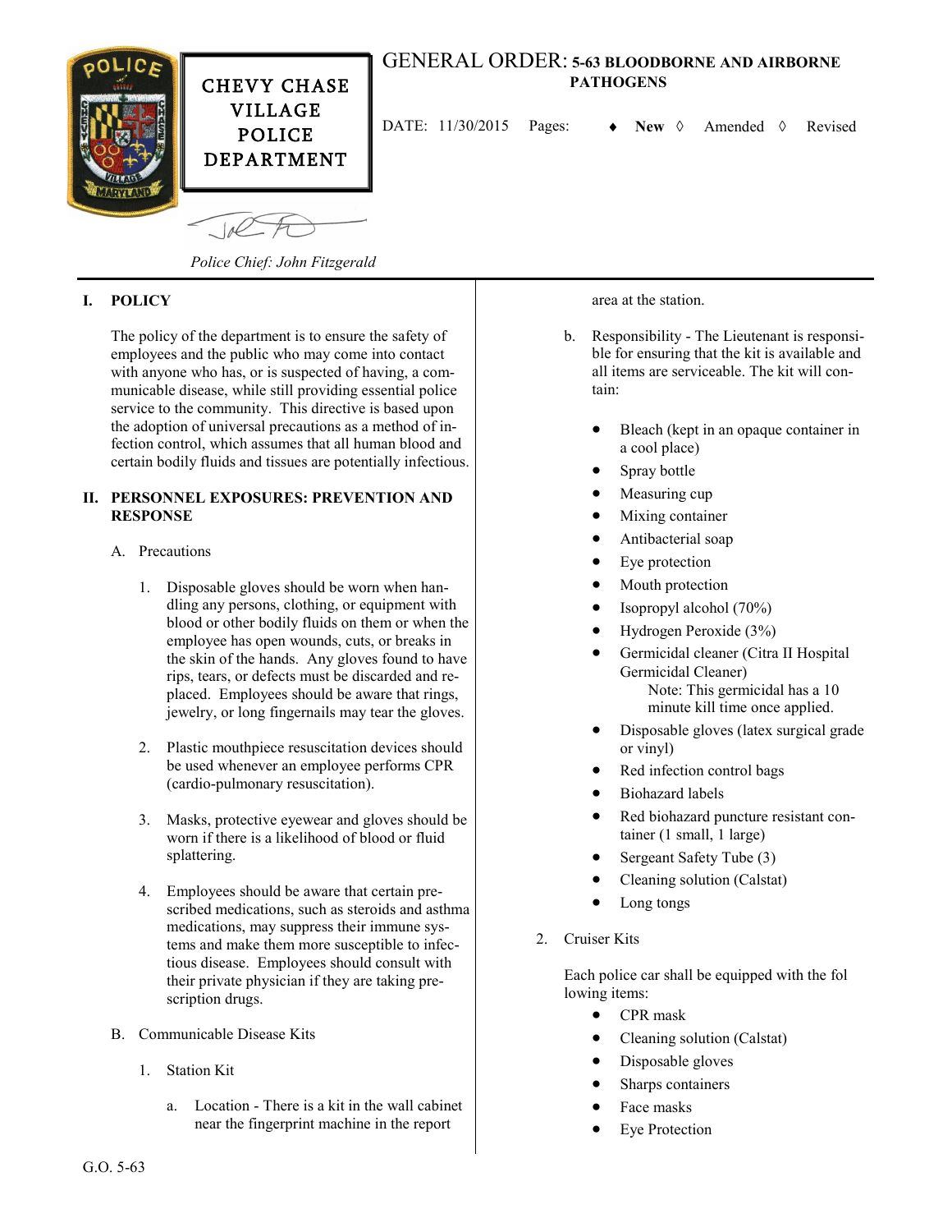CHEVY CHASE VILLAGE POLICE DEPARTMENT

# GENERAL ORDER: 5-63 BLOODBORNE AND AIRBORNE PATHOGENS

DATE: 11/30/2015 Pages: ♦ **New** ◊ Amended ◊ Revised

*Police Chief: John Fitzgerald*

## I. POLICY

The policy of the department is to ensure the safety of employees and the public who may come into contact with anyone who has, or is suspected of having, a communicable disease, while still providing essential police service to the community. This directive is based upon the adoption of universal precautions as a method of infection control, which assumes that all human blood and certain bodily fluids and tissues are potentially infectious.

## II. PERSONNEL EXPOSURES: PREVENTION AND RESPONSE

A. Precautions

1. Disposable gloves should be worn when handling any persons, clothing, or equipment with blood or other bodily fluids on them or when the employee has open wounds, cuts, or breaks in the skin of the hands. Any gloves found to have rips, tears, or defects must be discarded and replaced. Employees should be aware that rings, jewelry, or long fingernails may tear the gloves.

2. Plastic mouthpiece resuscitation devices should be used whenever an employee performs CPR (cardio-pulmonary resuscitation).

3. Masks, protective eyewear and gloves should be worn if there is a likelihood of blood or fluid splattering.

4. Employees should be aware that certain prescribed medications, such as steroids and asthma medications, may suppress their immune systems and make them more susceptible to infectious disease. Employees should consult with their private physician if they are taking prescription drugs.

B. Communicable Disease Kits

1. Station Kit

a. Location - There is a kit in the wall cabinet near the fingerprint machine in the report area at the station.

b. Responsibility - The Lieutenant is responsible for ensuring that the kit is available and all items are serviceable. The kit will contain:

- Bleach (kept in an opaque container in a cool place)
- Spray bottle
- Measuring cup
- Mixing container
- Antibacterial soap
- Eye protection
- Mouth protection
- Isopropyl alcohol (70%)
- Hydrogen Peroxide (3%)
- Germicidal cleaner (Citra II Hospital Germicidal Cleaner)
  Note: This germicidal has a 10 minute kill time once applied.
- Disposable gloves (latex surgical grade or vinyl)
- Red infection control bags
- Biohazard labels
- Red biohazard puncture resistant container (1 small, 1 large)
- Sergeant Safety Tube (3)
- Cleaning solution (Calstat)
- Long tongs

2. Cruiser Kits

Each police car shall be equipped with the following items:

- CPR mask
- Cleaning solution (Calstat)
- Disposable gloves
- Sharps containers
- Face masks
- Eye Protection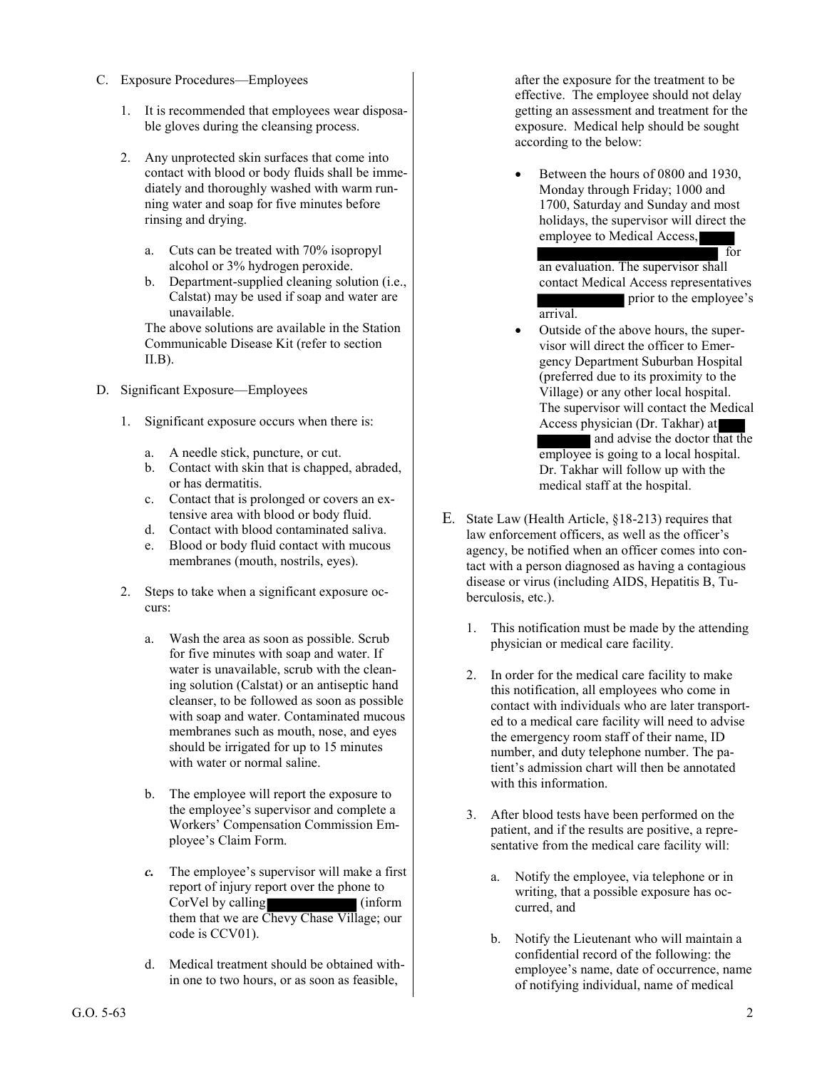C. Exposure Procedures—Employees

1. It is recommended that employees wear disposable gloves during the cleansing process.

2. Any unprotected skin surfaces that come into contact with blood or body fluids shall be immediately and thoroughly washed with warm running water and soap for five minutes before rinsing and drying.

   a. Cuts can be treated with 70% isopropyl alcohol or 3% hydrogen peroxide.
   b. Department-supplied cleaning solution (i.e., Calstat) may be used if soap and water are unavailable.

   The above solutions are available in the Station Communicable Disease Kit (refer to section II.B).

D. Significant Exposure—Employees

1. Significant exposure occurs when there is:

   a. A needle stick, puncture, or cut.
   b. Contact with skin that is chapped, abraded, or has dermatitis.
   c. Contact that is prolonged or covers an extensive area with blood or body fluid.
   d. Contact with blood contaminated saliva.
   e. Blood or body fluid contact with mucous membranes (mouth, nostrils, eyes).

2. Steps to take when a significant exposure occurs:

   a. Wash the area as soon as possible. Scrub for five minutes with soap and water. If water is unavailable, scrub with the cleaning solution (Calstat) or an antiseptic hand cleanser, to be followed as soon as possible with soap and water. Contaminated mucous membranes such as mouth, nose, and eyes should be irrigated for up to 15 minutes with water or normal saline.

   b. The employee will report the exposure to the employee's supervisor and complete a Workers' Compensation Commission Employee's Claim Form.

   ***c.*** The employee's supervisor will make a first report of injury report over the phone to CorVel by calling ██████ (inform them that we are Chevy Chase Village; our code is CCV01).

   d. Medical treatment should be obtained within one to two hours, or as soon as feasible, after the exposure for the treatment to be effective. The employee should not delay getting an assessment and treatment for the exposure. Medical help should be sought according to the below:

   - Between the hours of 0800 and 1930, Monday through Friday; 1000 and 1700, Saturday and Sunday and most holidays, the supervisor will direct the employee to Medical Access, ██████ for an evaluation. The supervisor shall contact Medical Access representatives ██████ prior to the employee's arrival.
   - Outside of the above hours, the supervisor will direct the officer to Emergency Department Suburban Hospital (preferred due to its proximity to the Village) or any other local hospital. The supervisor will contact the Medical Access physician (Dr. Takhar) at ██████ and advise the doctor that the employee is going to a local hospital. Dr. Takhar will follow up with the medical staff at the hospital.

E. State Law (Health Article, §18-213) requires that law enforcement officers, as well as the officer's agency, be notified when an officer comes into contact with a person diagnosed as having a contagious disease or virus (including AIDS, Hepatitis B, Tuberculosis, etc.).

1. This notification must be made by the attending physician or medical care facility.

2. In order for the medical care facility to make this notification, all employees who come in contact with individuals who are later transported to a medical care facility will need to advise the emergency room staff of their name, ID number, and duty telephone number. The patient's admission chart will then be annotated with this information.

3. After blood tests have been performed on the patient, and if the results are positive, a representative from the medical care facility will:

   a. Notify the employee, via telephone or in writing, that a possible exposure has occurred, and

   b. Notify the Lieutenant who will maintain a confidential record of the following: the employee's name, date of occurrence, name of notifying individual, name of medical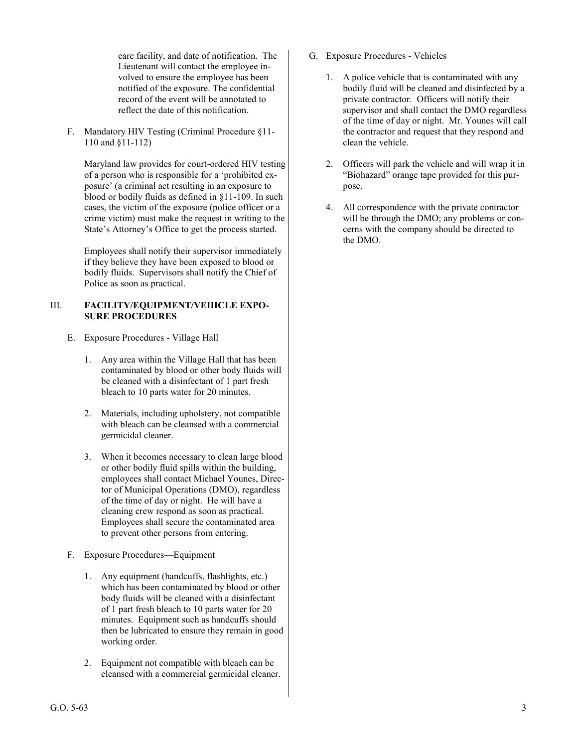care facility, and date of notification. The Lieutenant will contact the employee involved to ensure the employee has been notified of the exposure. The confidential record of the event will be annotated to reflect the date of this notification.

F. Mandatory HIV Testing (Criminal Procedure §11-110 and §11-112)

Maryland law provides for court-ordered HIV testing of a person who is responsible for a 'prohibited exposure' (a criminal act resulting in an exposure to blood or bodily fluids as defined in §11-109. In such cases, the victim of the exposure (police officer or a crime victim) must make the request in writing to the State's Attorney's Office to get the process started.

Employees shall notify their supervisor immediately if they believe they have been exposed to blood or bodily fluids. Supervisors shall notify the Chief of Police as soon as practical.

## III. FACILITY/EQUIPMENT/VEHICLE EXPOSURE PROCEDURES

E. Exposure Procedures - Village Hall

1. Any area within the Village Hall that has been contaminated by blood or other body fluids will be cleaned with a disinfectant of 1 part fresh bleach to 10 parts water for 20 minutes.

2. Materials, including upholstery, not compatible with bleach can be cleansed with a commercial germicidal cleaner.

3. When it becomes necessary to clean large blood or other bodily fluid spills within the building, employees shall contact Michael Younes, Director of Municipal Operations (DMO), regardless of the time of day or night. He will have a cleaning crew respond as soon as practical. Employees shall secure the contaminated area to prevent other persons from entering.

F. Exposure Procedures—Equipment

1. Any equipment (handcuffs, flashlights, etc.) which has been contaminated by blood or other body fluids will be cleaned with a disinfectant of 1 part fresh bleach to 10 parts water for 20 minutes. Equipment such as handcuffs should then be lubricated to ensure they remain in good working order.

2. Equipment not compatible with bleach can be cleansed with a commercial germicidal cleaner.

G. Exposure Procedures - Vehicles

1. A police vehicle that is contaminated with any bodily fluid will be cleaned and disinfected by a private contractor. Officers will notify their supervisor and shall contact the DMO regardless of the time of day or night. Mr. Younes will call the contractor and request that they respond and clean the vehicle.

2. Officers will park the vehicle and will wrap it in "Biohazard" orange tape provided for this purpose.

4. All correspondence with the private contractor will be through the DMO; any problems or concerns with the company should be directed to the DMO.